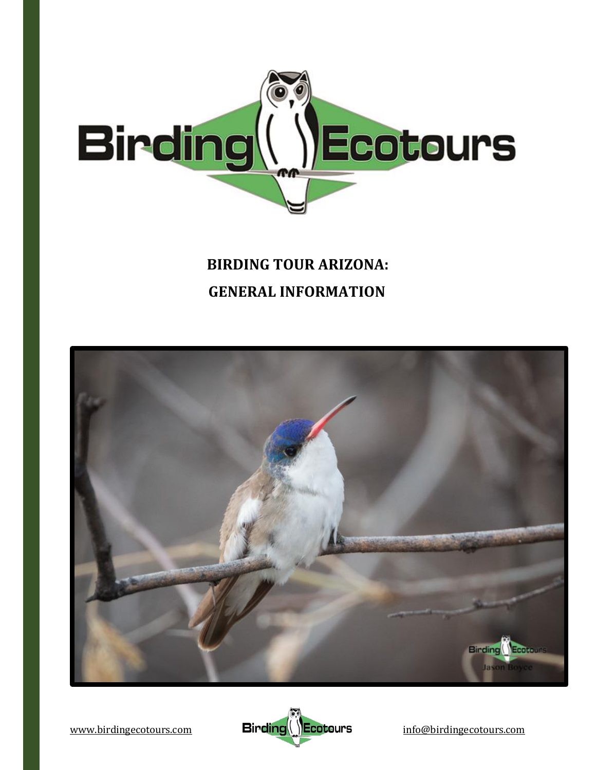# BIRDING TOUR ARIZONA:
# GENERAL INFORMATION

www.birdingecotours.com info@birdingecotours.com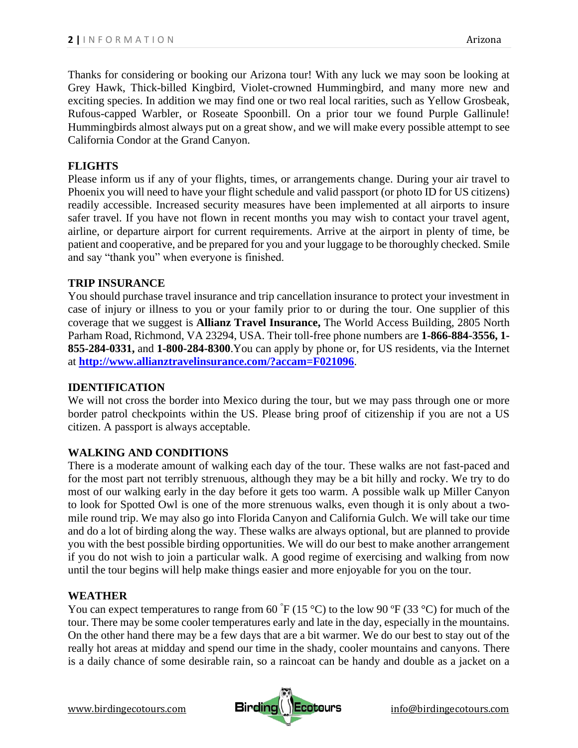Thanks for considering or booking our Arizona tour! With any luck we may soon be looking at Grey Hawk, Thick-billed Kingbird, Violet-crowned Hummingbird, and many more new and exciting species. In addition we may find one or two real local rarities, such as Yellow Grosbeak, Rufous-capped Warbler, or Roseate Spoonbill. On a prior tour we found Purple Gallinule! Hummingbirds almost always put on a great show, and we will make every possible attempt to see California Condor at the Grand Canyon.

## FLIGHTS

Please inform us if any of your flights, times, or arrangements change. During your air travel to Phoenix you will need to have your flight schedule and valid passport (or photo ID for US citizens) readily accessible. Increased security measures have been implemented at all airports to insure safer travel. If you have not flown in recent months you may wish to contact your travel agent, airline, or departure airport for current requirements. Arrive at the airport in plenty of time, be patient and cooperative, and be prepared for you and your luggage to be thoroughly checked. Smile and say "thank you" when everyone is finished.

## TRIP INSURANCE

You should purchase travel insurance and trip cancellation insurance to protect your investment in case of injury or illness to you or your family prior to or during the tour. One supplier of this coverage that we suggest is **Allianz Travel Insurance,** The World Access Building, 2805 North Parham Road, Richmond, VA 23294, USA. Their toll-free phone numbers are **1-866-884-3556, 1-855-284-0331,** and **1-800-284-8300**.You can apply by phone or, for US residents, via the Internet at **http://www.allianztravelinsurance.com/?accam=F021096**.

## IDENTIFICATION

We will not cross the border into Mexico during the tour, but we may pass through one or more border patrol checkpoints within the US. Please bring proof of citizenship if you are not a US citizen. A passport is always acceptable.

## WALKING AND CONDITIONS

There is a moderate amount of walking each day of the tour. These walks are not fast-paced and for the most part not terribly strenuous, although they may be a bit hilly and rocky. We try to do most of our walking early in the day before it gets too warm. A possible walk up Miller Canyon to look for Spotted Owl is one of the more strenuous walks, even though it is only about a two-mile round trip. We may also go into Florida Canyon and California Gulch. We will take our time and do a lot of birding along the way. These walks are always optional, but are planned to provide you with the best possible birding opportunities. We will do our best to make another arrangement if you do not wish to join a particular walk. A good regime of exercising and walking from now until the tour begins will help make things easier and more enjoyable for you on the tour.

## WEATHER

You can expect temperatures to range from 60 ˚F (15 °C) to the low 90 ºF (33 °C) for much of the tour. There may be some cooler temperatures early and late in the day, especially in the mountains. On the other hand there may be a few days that are a bit warmer. We do our best to stay out of the really hot areas at midday and spend our time in the shady, cooler mountains and canyons. There is a daily chance of some desirable rain, so a raincoat can be handy and double as a jacket on a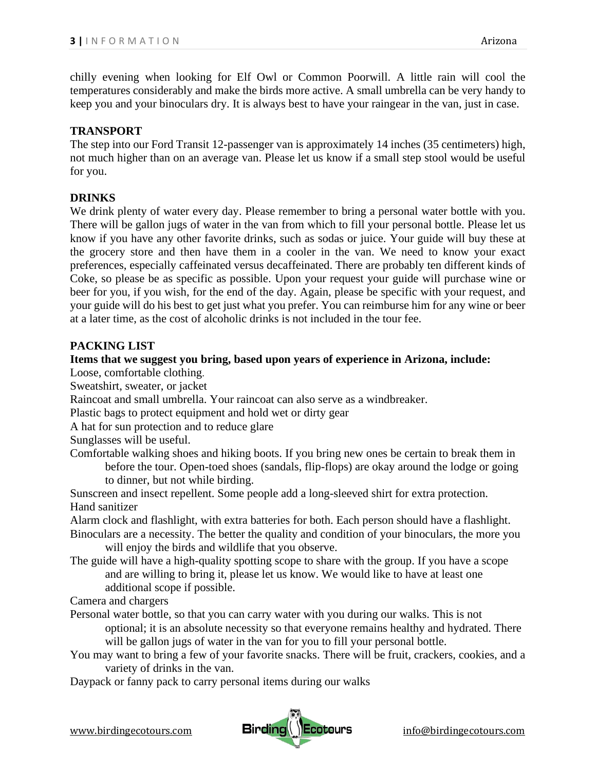chilly evening when looking for Elf Owl or Common Poorwill. A little rain will cool the temperatures considerably and make the birds more active. A small umbrella can be very handy to keep you and your binoculars dry. It is always best to have your raingear in the van, just in case.

**TRANSPORT**

The step into our Ford Transit 12-passenger van is approximately 14 inches (35 centimeters) high, not much higher than on an average van. Please let us know if a small step stool would be useful for you.

**DRINKS**

We drink plenty of water every day. Please remember to bring a personal water bottle with you. There will be gallon jugs of water in the van from which to fill your personal bottle. Please let us know if you have any other favorite drinks, such as sodas or juice. Your guide will buy these at the grocery store and then have them in a cooler in the van. We need to know your exact preferences, especially caffeinated versus decaffeinated. There are probably ten different kinds of Coke, so please be as specific as possible. Upon your request your guide will purchase wine or beer for you, if you wish, for the end of the day. Again, please be specific with your request, and your guide will do his best to get just what you prefer. You can reimburse him for any wine or beer at a later time, as the cost of alcoholic drinks is not included in the tour fee.

**PACKING LIST**

**Items that we suggest you bring, based upon years of experience in Arizona, include:**

Loose, comfortable clothing.

Sweatshirt, sweater, or jacket

Raincoat and small umbrella. Your raincoat can also serve as a windbreaker.

Plastic bags to protect equipment and hold wet or dirty gear

A hat for sun protection and to reduce glare

Sunglasses will be useful.

Comfortable walking shoes and hiking boots. If you bring new ones be certain to break them in before the tour. Open-toed shoes (sandals, flip-flops) are okay around the lodge or going to dinner, but not while birding.

Sunscreen and insect repellent. Some people add a long-sleeved shirt for extra protection.

Hand sanitizer

Alarm clock and flashlight, with extra batteries for both. Each person should have a flashlight.

Binoculars are a necessity. The better the quality and condition of your binoculars, the more you will enjoy the birds and wildlife that you observe.

The guide will have a high-quality spotting scope to share with the group. If you have a scope and are willing to bring it, please let us know. We would like to have at least one additional scope if possible.

Camera and chargers

Personal water bottle, so that you can carry water with you during our walks. This is not optional; it is an absolute necessity so that everyone remains healthy and hydrated. There will be gallon jugs of water in the van for you to fill your personal bottle.

You may want to bring a few of your favorite snacks. There will be fruit, crackers, cookies, and a variety of drinks in the van.

Daypack or fanny pack to carry personal items during our walks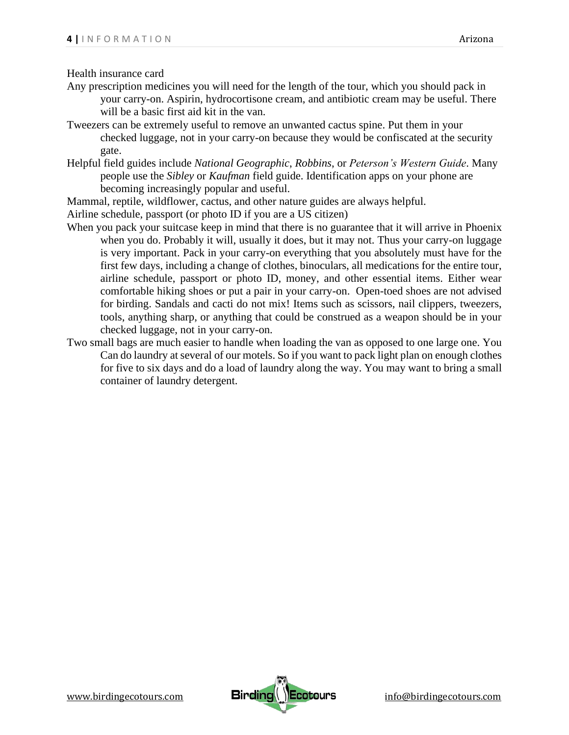Health insurance card

Any prescription medicines you will need for the length of the tour, which you should pack in your carry-on. Aspirin, hydrocortisone cream, and antibiotic cream may be useful. There will be a basic first aid kit in the van.

Tweezers can be extremely useful to remove an unwanted cactus spine. Put them in your checked luggage, not in your carry-on because they would be confiscated at the security gate.

Helpful field guides include *National Geographic*, *Robbins*, or *Peterson's Western Guide*. Many people use the *Sibley* or *Kaufman* field guide. Identification apps on your phone are becoming increasingly popular and useful.

Mammal, reptile, wildflower, cactus, and other nature guides are always helpful.

Airline schedule, passport (or photo ID if you are a US citizen)

When you pack your suitcase keep in mind that there is no guarantee that it will arrive in Phoenix when you do. Probably it will, usually it does, but it may not. Thus your carry-on luggage is very important. Pack in your carry-on everything that you absolutely must have for the first few days, including a change of clothes, binoculars, all medications for the entire tour, airline schedule, passport or photo ID, money, and other essential items. Either wear comfortable hiking shoes or put a pair in your carry-on. Open-toed shoes are not advised for birding. Sandals and cacti do not mix! Items such as scissors, nail clippers, tweezers, tools, anything sharp, or anything that could be construed as a weapon should be in your checked luggage, not in your carry-on.

Two small bags are much easier to handle when loading the van as opposed to one large one. You Can do laundry at several of our motels. So if you want to pack light plan on enough clothes for five to six days and do a load of laundry along the way. You may want to bring a small container of laundry detergent.